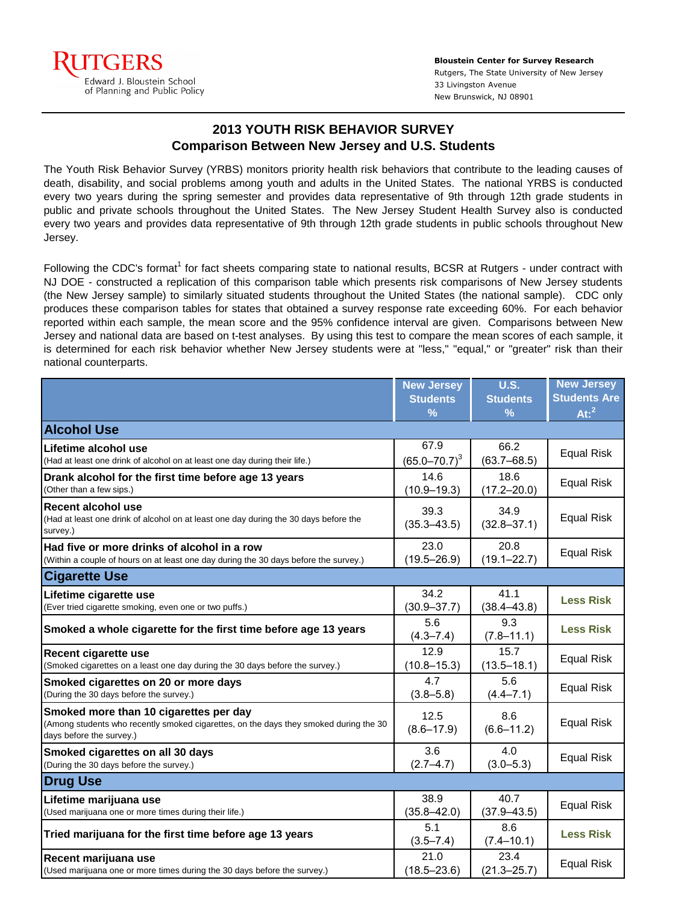Rutgers
Edward J. Bloustein School of Planning and Public Policy

**Bloustein Center for Survey Research**
Rutgers, The State University of New Jersey
33 Livingston Avenue
New Brunswick, NJ 08901

# 2013 YOUTH RISK BEHAVIOR SURVEY
## Comparison Between New Jersey and U.S. Students

The Youth Risk Behavior Survey (YRBS) monitors priority health risk behaviors that contribute to the leading causes of death, disability, and social problems among youth and adults in the United States. The national YRBS is conducted every two years during the spring semester and provides data representative of 9th through 12th grade students in public and private schools throughout the United States. The New Jersey Student Health Survey also is conducted every two years and provides data representative of 9th through 12th grade students in public schools throughout New Jersey.

Following the CDC's format[1] for fact sheets comparing state to national results, BCSR at Rutgers - under contract with NJ DOE - constructed a replication of this comparison table which presents risk comparisons of New Jersey students (the New Jersey sample) to similarly situated students throughout the United States (the national sample). CDC only produces these comparison tables for states that obtained a survey response rate exceeding 60%. For each behavior reported within each sample, the mean score and the 95% confidence interval are given. Comparisons between New Jersey and national data are based on t-test analyses. By using this test to compare the mean scores of each sample, it is determined for each risk behavior whether New Jersey students were at "less," "equal," or "greater" risk than their national counterparts.

| | New Jersey Students % | U.S. Students % | New Jersey Students Are At:[2] |
|---|---|---|---|
| **Alcohol Use** | | | |
| **Lifetime alcohol use** (Had at least one drink of alcohol on at least one day during their life.) | 67.9 (65.0–70.7)[3] | 66.2 (63.7–68.5) | Equal Risk |
| **Drank alcohol for the first time before age 13 years** (Other than a few sips.) | 14.6 (10.9–19.3) | 18.6 (17.2–20.0) | Equal Risk |
| **Recent alcohol use** (Had at least one drink of alcohol on at least one day during the 30 days before the survey.) | 39.3 (35.3–43.5) | 34.9 (32.8–37.1) | Equal Risk |
| **Had five or more drinks of alcohol in a row** (Within a couple of hours on at least one day during the 30 days before the survey.) | 23.0 (19.5–26.9) | 20.8 (19.1–22.7) | Equal Risk |
| **Cigarette Use** | | | |
| **Lifetime cigarette use** (Ever tried cigarette smoking, even one or two puffs.) | 34.2 (30.9–37.7) | 41.1 (38.4–43.8) | **Less Risk** |
| **Smoked a whole cigarette for the first time before age 13 years** | 5.6 (4.3–7.4) | 9.3 (7.8–11.1) | **Less Risk** |
| **Recent cigarette use** (Smoked cigarettes on a least one day during the 30 days before the survey.) | 12.9 (10.8–15.3) | 15.7 (13.5–18.1) | Equal Risk |
| **Smoked cigarettes on 20 or more days** (During the 30 days before the survey.) | 4.7 (3.8–5.8) | 5.6 (4.4–7.1) | Equal Risk |
| **Smoked more than 10 cigarettes per day** (Among students who recently smoked cigarettes, on the days they smoked during the 30 days before the survey.) | 12.5 (8.6–17.9) | 8.6 (6.6–11.2) | Equal Risk |
| **Smoked cigarettes on all 30 days** (During the 30 days before the survey.) | 3.6 (2.7–4.7) | 4.0 (3.0–5.3) | Equal Risk |
| **Drug Use** | | | |
| **Lifetime marijuana use** (Used marijuana one or more times during their life.) | 38.9 (35.8–42.0) | 40.7 (37.9–43.5) | Equal Risk |
| **Tried marijuana for the first time before age 13 years** | 5.1 (3.5–7.4) | 8.6 (7.4–10.1) | **Less Risk** |
| **Recent marijuana use** (Used marijuana one or more times during the 30 days before the survey.) | 21.0 (18.5–23.6) | 23.4 (21.3–25.7) | Equal Risk |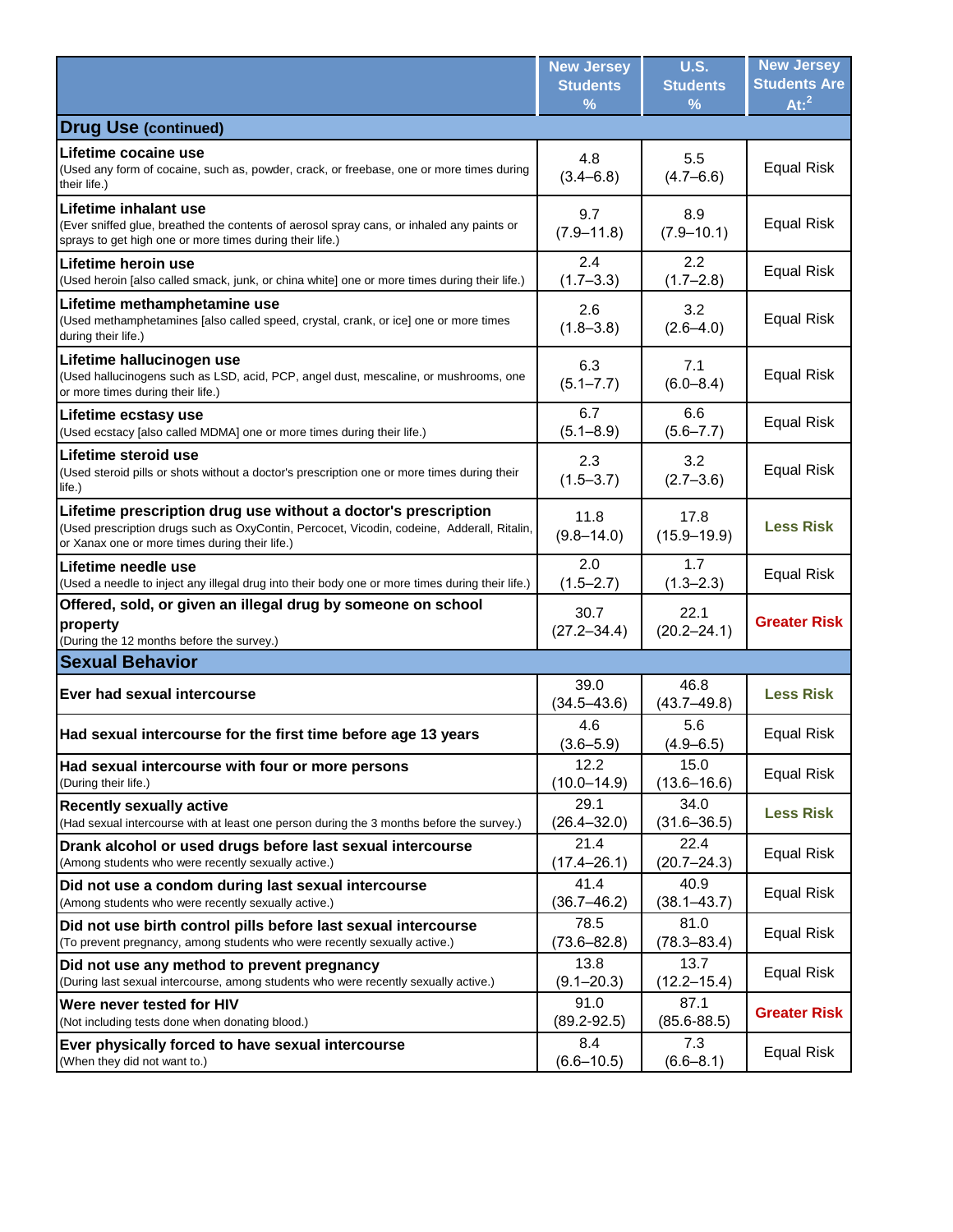| | New Jersey Students % | U.S. Students % | New Jersey Students Are At:[2] |
|---|---|---|---|
| **Drug Use (continued)** | | | |
| **Lifetime cocaine use** (Used any form of cocaine, such as, powder, crack, or freebase, one or more times during their life.) | 4.8 (3.4–6.8) | 5.5 (4.7–6.6) | Equal Risk |
| **Lifetime inhalant use** (Ever sniffed glue, breathed the contents of aerosol spray cans, or inhaled any paints or sprays to get high one or more times during their life.) | 9.7 (7.9–11.8) | 8.9 (7.9–10.1) | Equal Risk |
| **Lifetime heroin use** (Used heroin [also called smack, junk, or china white] one or more times during their life.) | 2.4 (1.7–3.3) | 2.2 (1.7–2.8) | Equal Risk |
| **Lifetime methamphetamine use** (Used methamphetamines [also called speed, crystal, crank, or ice] one or more times during their life.) | 2.6 (1.8–3.8) | 3.2 (2.6–4.0) | Equal Risk |
| **Lifetime hallucinogen use** (Used hallucinogens such as LSD, acid, PCP, angel dust, mescaline, or mushrooms, one or more times during their life.) | 6.3 (5.1–7.7) | 7.1 (6.0–8.4) | Equal Risk |
| **Lifetime ecstasy use** (Used ecstacy [also called MDMA] one or more times during their life.) | 6.7 (5.1–8.9) | 6.6 (5.6–7.7) | Equal Risk |
| **Lifetime steroid use** (Used steroid pills or shots without a doctor's prescription one or more times during their life.) | 2.3 (1.5–3.7) | 3.2 (2.7–3.6) | Equal Risk |
| **Lifetime prescription drug use without a doctor's prescription** (Used prescription drugs such as OxyContin, Percocet, Vicodin, codeine, Adderall, Ritalin, or Xanax one or more times during their life.) | 11.8 (9.8–14.0) | 17.8 (15.9–19.9) | **Less Risk** |
| **Lifetime needle use** (Used a needle to inject any illegal drug into their body one or more times during their life.) | 2.0 (1.5–2.7) | 1.7 (1.3–2.3) | Equal Risk |
| **Offered, sold, or given an illegal drug by someone on school property** (During the 12 months before the survey.) | 30.7 (27.2–34.4) | 22.1 (20.2–24.1) | **Greater Risk** |
| **Sexual Behavior** | | | |
| **Ever had sexual intercourse** | 39.0 (34.5–43.6) | 46.8 (43.7–49.8) | **Less Risk** |
| **Had sexual intercourse for the first time before age 13 years** | 4.6 (3.6–5.9) | 5.6 (4.9–6.5) | Equal Risk |
| **Had sexual intercourse with four or more persons** (During their life.) | 12.2 (10.0–14.9) | 15.0 (13.6–16.6) | Equal Risk |
| **Recently sexually active** (Had sexual intercourse with at least one person during the 3 months before the survey.) | 29.1 (26.4–32.0) | 34.0 (31.6–36.5) | **Less Risk** |
| **Drank alcohol or used drugs before last sexual intercourse** (Among students who were recently sexually active.) | 21.4 (17.4–26.1) | 22.4 (20.7–24.3) | Equal Risk |
| **Did not use a condom during last sexual intercourse** (Among students who were recently sexually active.) | 41.4 (36.7–46.2) | 40.9 (38.1–43.7) | Equal Risk |
| **Did not use birth control pills before last sexual intercourse** (To prevent pregnancy, among students who were recently sexually active.) | 78.5 (73.6–82.8) | 81.0 (78.3–83.4) | Equal Risk |
| **Did not use any method to prevent pregnancy** (During last sexual intercourse, among students who were recently sexually active.) | 13.8 (9.1–20.3) | 13.7 (12.2–15.4) | Equal Risk |
| **Were never tested for HIV** (Not including tests done when donating blood.) | 91.0 (89.2-92.5) | 87.1 (85.6-88.5) | **Greater Risk** |
| **Ever physically forced to have sexual intercourse** (When they did not want to.) | 8.4 (6.6–10.5) | 7.3 (6.6–8.1) | Equal Risk |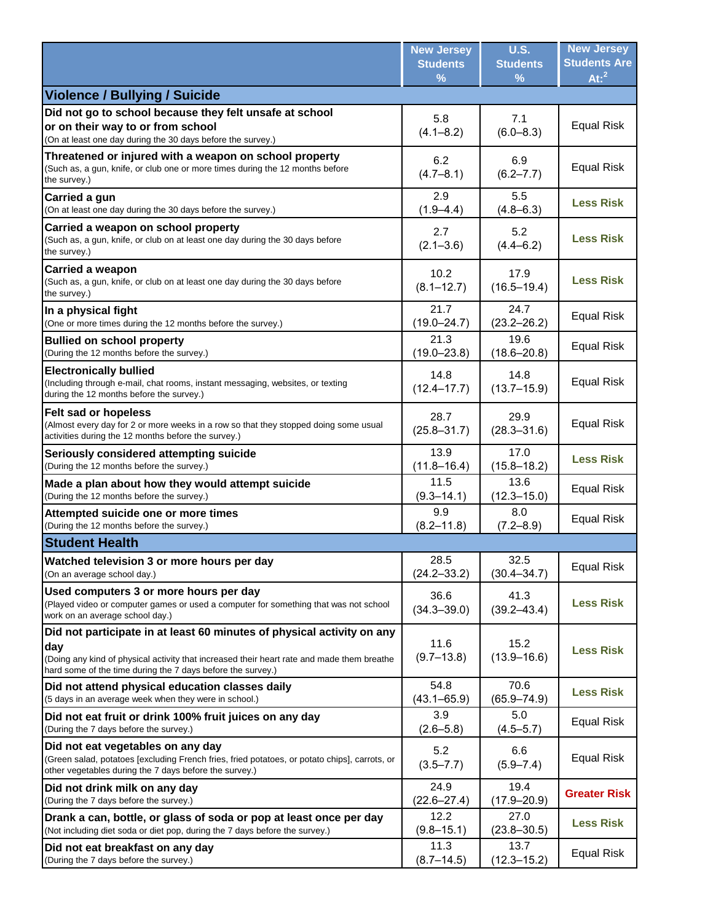| | New Jersey Students % | U.S. Students % | New Jersey Students Are At:[2] |
|---|---|---|---|
| **Violence / Bullying / Suicide** | | | |
| **Did not go to school because they felt unsafe at school or on their way to or from school** (On at least one day during the 30 days before the survey.) | 5.8 (4.1–8.2) | 7.1 (6.0–8.3) | Equal Risk |
| **Threatened or injured with a weapon on school property** (Such as, a gun, knife, or club one or more times during the 12 months before the survey.) | 6.2 (4.7–8.1) | 6.9 (6.2–7.7) | Equal Risk |
| **Carried a gun** (On at least one day during the 30 days before the survey.) | 2.9 (1.9–4.4) | 5.5 (4.8–6.3) | **Less Risk** |
| **Carried a weapon on school property** (Such as, a gun, knife, or club on at least one day during the 30 days before the survey.) | 2.7 (2.1–3.6) | 5.2 (4.4–6.2) | **Less Risk** |
| **Carried a weapon** (Such as, a gun, knife, or club on at least one day during the 30 days before the survey.) | 10.2 (8.1–12.7) | 17.9 (16.5–19.4) | **Less Risk** |
| **In a physical fight** (One or more times during the 12 months before the survey.) | 21.7 (19.0–24.7) | 24.7 (23.2–26.2) | Equal Risk |
| **Bullied on school property** (During the 12 months before the survey.) | 21.3 (19.0–23.8) | 19.6 (18.6–20.8) | Equal Risk |
| **Electronically bullied** (Including through e-mail, chat rooms, instant messaging, websites, or texting during the 12 months before the survey.) | 14.8 (12.4–17.7) | 14.8 (13.7–15.9) | Equal Risk |
| **Felt sad or hopeless** (Almost every day for 2 or more weeks in a row so that they stopped doing some usual activities during the 12 months before the survey.) | 28.7 (25.8–31.7) | 29.9 (28.3–31.6) | Equal Risk |
| **Seriously considered attempting suicide** (During the 12 months before the survey.) | 13.9 (11.8–16.4) | 17.0 (15.8–18.2) | **Less Risk** |
| **Made a plan about how they would attempt suicide** (During the 12 months before the survey.) | 11.5 (9.3–14.1) | 13.6 (12.3–15.0) | Equal Risk |
| **Attempted suicide one or more times** (During the 12 months before the survey.) | 9.9 (8.2–11.8) | 8.0 (7.2–8.9) | Equal Risk |
| **Student Health** | | | |
| **Watched television 3 or more hours per day** (On an average school day.) | 28.5 (24.2–33.2) | 32.5 (30.4–34.7) | Equal Risk |
| **Used computers 3 or more hours per day** (Played video or computer games or used a computer for something that was not school work on an average school day.) | 36.6 (34.3–39.0) | 41.3 (39.2–43.4) | **Less Risk** |
| **Did not participate in at least 60 minutes of physical activity on any day** (Doing any kind of physical activity that increased their heart rate and made them breathe hard some of the time during the 7 days before the survey.) | 11.6 (9.7–13.8) | 15.2 (13.9–16.6) | **Less Risk** |
| **Did not attend physical education classes daily** (5 days in an average week when they were in school.) | 54.8 (43.1–65.9) | 70.6 (65.9–74.9) | **Less Risk** |
| **Did not eat fruit or drink 100% fruit juices on any day** (During the 7 days before the survey.) | 3.9 (2.6–5.8) | 5.0 (4.5–5.7) | Equal Risk |
| **Did not eat vegetables on any day** (Green salad, potatoes [excluding French fries, fried potatoes, or potato chips], carrots, or other vegetables during the 7 days before the survey.) | 5.2 (3.5–7.7) | 6.6 (5.9–7.4) | Equal Risk |
| **Did not drink milk on any day** (During the 7 days before the survey.) | 24.9 (22.6–27.4) | 19.4 (17.9–20.9) | **Greater Risk** |
| **Drank a can, bottle, or glass of soda or pop at least once per day** (Not including diet soda or diet pop, during the 7 days before the survey.) | 12.2 (9.8–15.1) | 27.0 (23.8–30.5) | **Less Risk** |
| **Did not eat breakfast on any day** (During the 7 days before the survey.) | 11.3 (8.7–14.5) | 13.7 (12.3–15.2) | Equal Risk |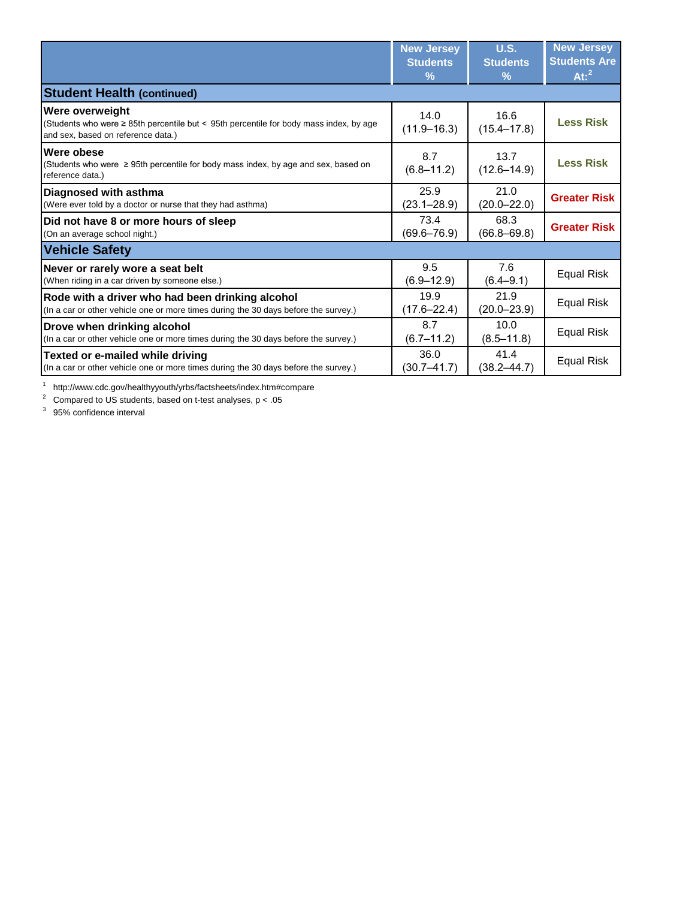| | New Jersey Students % | U.S. Students % | New Jersey Students Are At:[2] |
|---|---|---|---|
| **Student Health (continued)** | | | |
| **Were overweight** (Students who were ≥ 85th percentile but < 95th percentile for body mass index, by age and sex, based on reference data.) | 14.0 (11.9–16.3) | 16.6 (15.4–17.8) | **Less Risk** |
| **Were obese** (Students who were ≥ 95th percentile for body mass index, by age and sex, based on reference data.) | 8.7 (6.8–11.2) | 13.7 (12.6–14.9) | **Less Risk** |
| **Diagnosed with asthma** (Were ever told by a doctor or nurse that they had asthma) | 25.9 (23.1–28.9) | 21.0 (20.0–22.0) | **Greater Risk** |
| **Did not have 8 or more hours of sleep** (On an average school night.) | 73.4 (69.6–76.9) | 68.3 (66.8–69.8) | **Greater Risk** |
| **Vehicle Safety** | | | |
| **Never or rarely wore a seat belt** (When riding in a car driven by someone else.) | 9.5 (6.9–12.9) | 7.6 (6.4–9.1) | Equal Risk |
| **Rode with a driver who had been drinking alcohol** (In a car or other vehicle one or more times during the 30 days before the survey.) | 19.9 (17.6–22.4) | 21.9 (20.0–23.9) | Equal Risk |
| **Drove when drinking alcohol** (In a car or other vehicle one or more times during the 30 days before the survey.) | 8.7 (6.7–11.2) | 10.0 (8.5–11.8) | Equal Risk |
| **Texted or e-mailed while driving** (In a car or other vehicle one or more times during the 30 days before the survey.) | 36.0 (30.7–41.7) | 41.4 (38.2–44.7) | Equal Risk |

[1] http://www.cdc.gov/healthyyouth/yrbs/factsheets/index.htm#compare

[2] Compared to US students, based on t-test analyses, $p < .05$

[3] 95% confidence interval